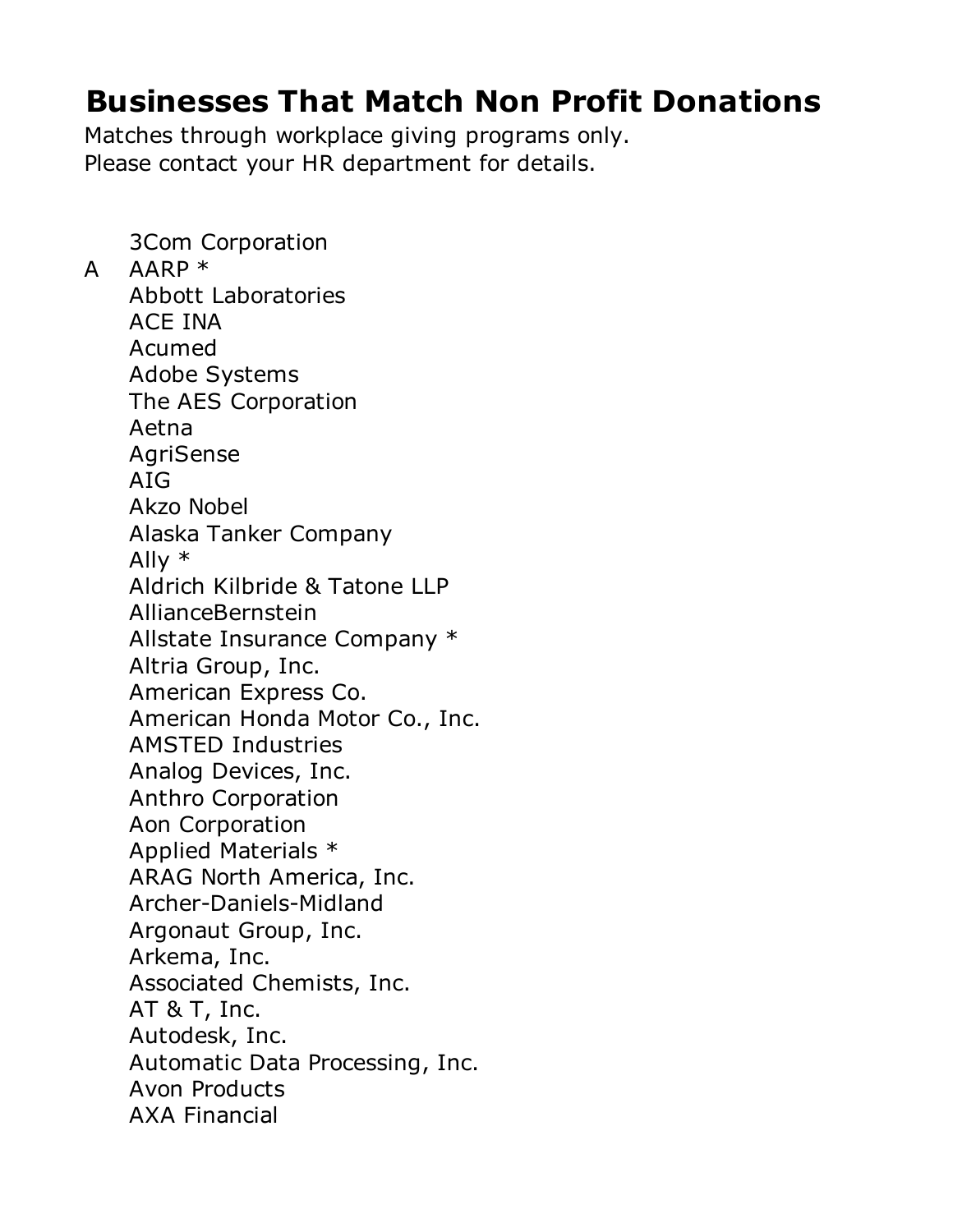# Businesses That Match Non Profit Donations

Matches through workplace giving programs only.
Please contact your HR department for details.

3Com Corporation

A

AARP *
Abbott Laboratories
ACE INA
Acumed
Adobe Systems
The AES Corporation
Aetna
AgriSense
AIG
Akzo Nobel
Alaska Tanker Company
Ally *
Aldrich Kilbride & Tatone LLP
AllianceBernstein
Allstate Insurance Company *
Altria Group, Inc.
American Express Co.
American Honda Motor Co., Inc.
AMSTED Industries
Analog Devices, Inc.
Anthro Corporation
Aon Corporation
Applied Materials *
ARAG North America, Inc.
Archer-Daniels-Midland
Argonaut Group, Inc.
Arkema, Inc.
Associated Chemists, Inc.
AT & T, Inc.
Autodesk, Inc.
Automatic Data Processing, Inc.
Avon Products
AXA Financial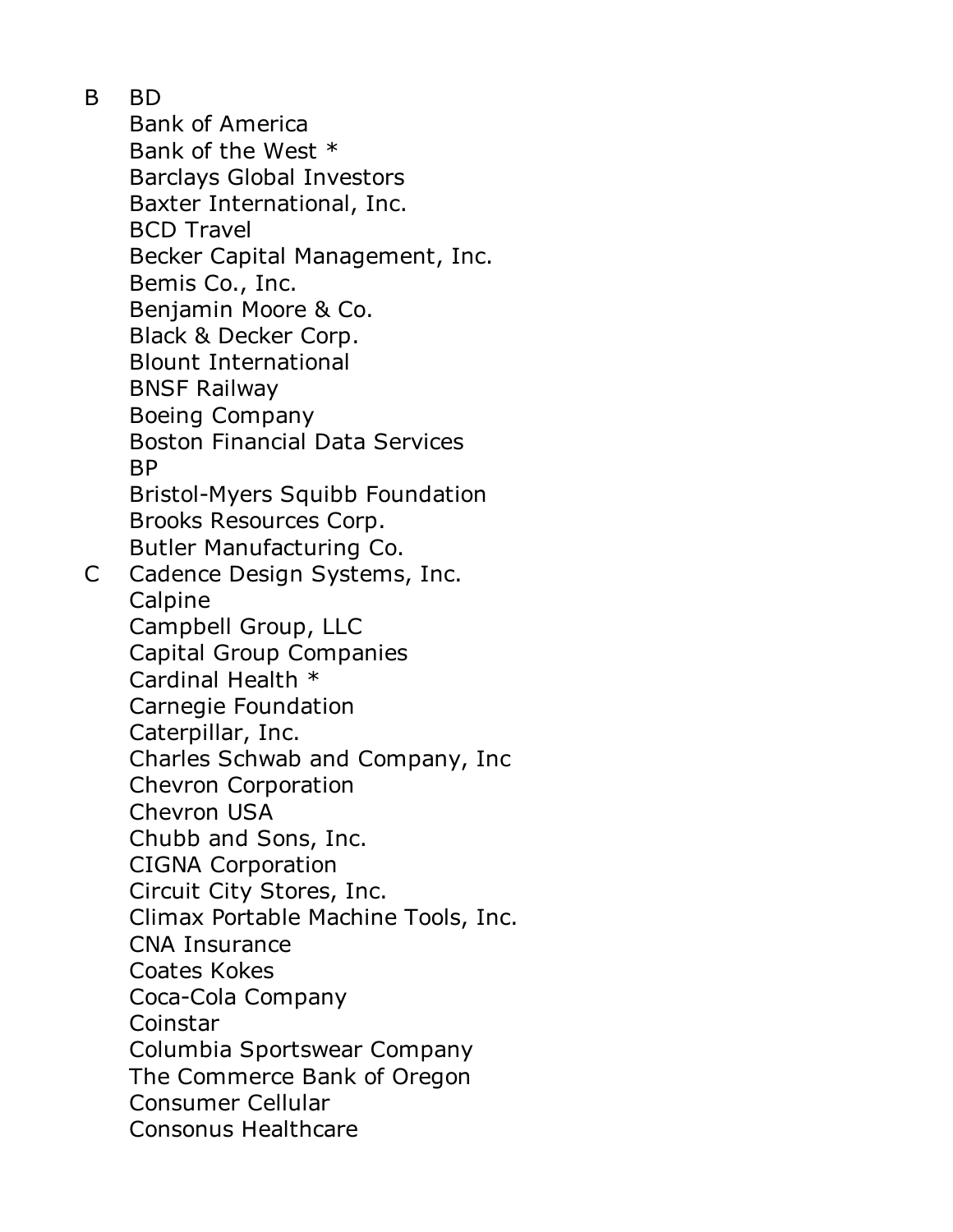B BD

Bank of America
Bank of the West *
Barclays Global Investors
Baxter International, Inc.
BCD Travel
Becker Capital Management, Inc.
Bemis Co., Inc.
Benjamin Moore & Co.
Black & Decker Corp.
Blount International
BNSF Railway
Boeing Company
Boston Financial Data Services
BP
Bristol-Myers Squibb Foundation
Brooks Resources Corp.
Butler Manufacturing Co.

C Cadence Design Systems, Inc.

Calpine
Campbell Group, LLC
Capital Group Companies
Cardinal Health *
Carnegie Foundation
Caterpillar, Inc.
Charles Schwab and Company, Inc
Chevron Corporation
Chevron USA
Chubb and Sons, Inc.
CIGNA Corporation
Circuit City Stores, Inc.
Climax Portable Machine Tools, Inc.
CNA Insurance
Coates Kokes
Coca-Cola Company
Coinstar
Columbia Sportswear Company
The Commerce Bank of Oregon
Consumer Cellular
Consonus Healthcare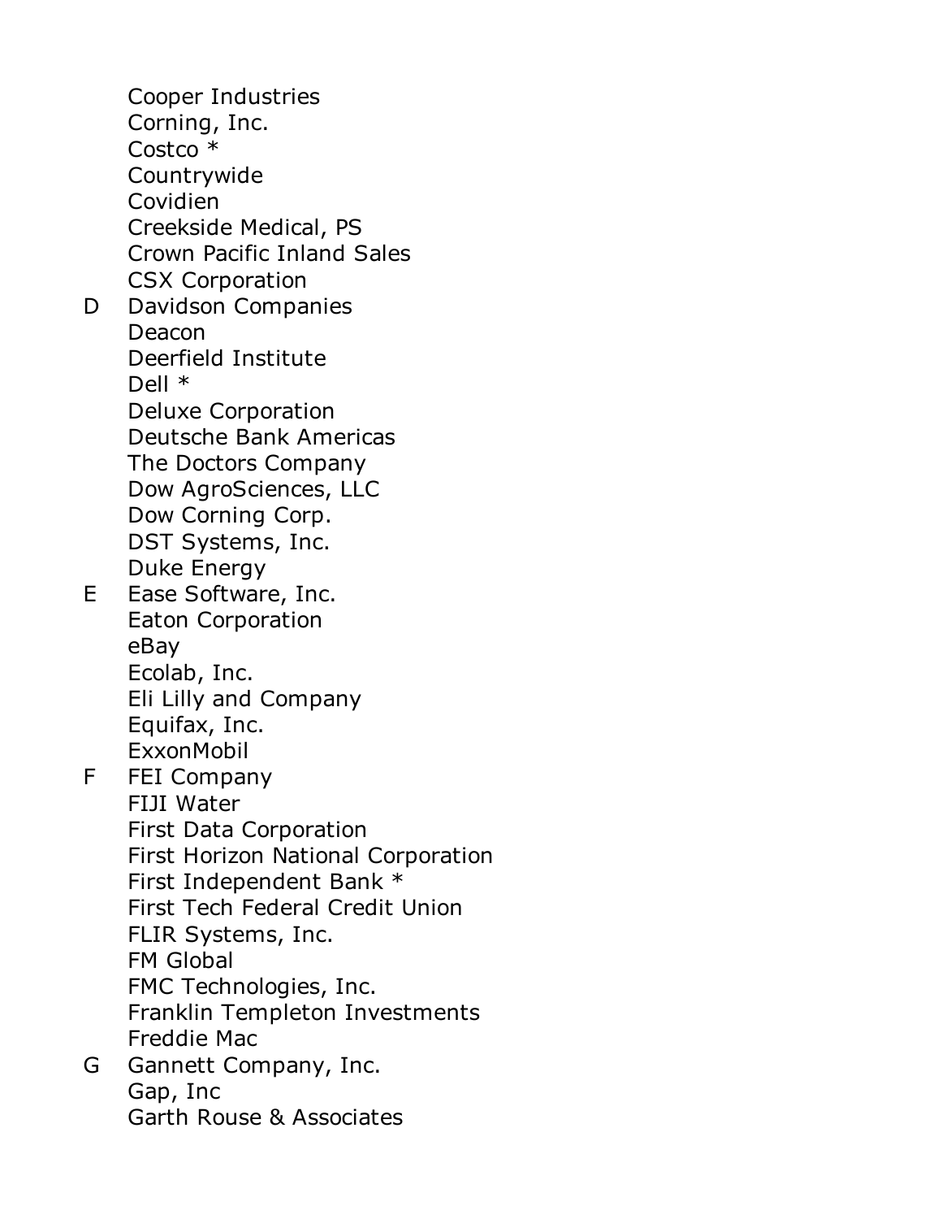Cooper Industries
Corning, Inc.
Costco *
Countrywide
Covidien
Creekside Medical, PS
Crown Pacific Inland Sales
CSX Corporation

D Davidson Companies
Deacon
Deerfield Institute
Dell *
Deluxe Corporation
Deutsche Bank Americas
The Doctors Company
Dow AgroSciences, LLC
Dow Corning Corp.
DST Systems, Inc.
Duke Energy

E Ease Software, Inc.
Eaton Corporation
eBay
Ecolab, Inc.
Eli Lilly and Company
Equifax, Inc.
ExxonMobil

F FEI Company
FIJI Water
First Data Corporation
First Horizon National Corporation
First Independent Bank *
First Tech Federal Credit Union
FLIR Systems, Inc.
FM Global
FMC Technologies, Inc.
Franklin Templeton Investments
Freddie Mac

G Gannett Company, Inc.
Gap, Inc
Garth Rouse & Associates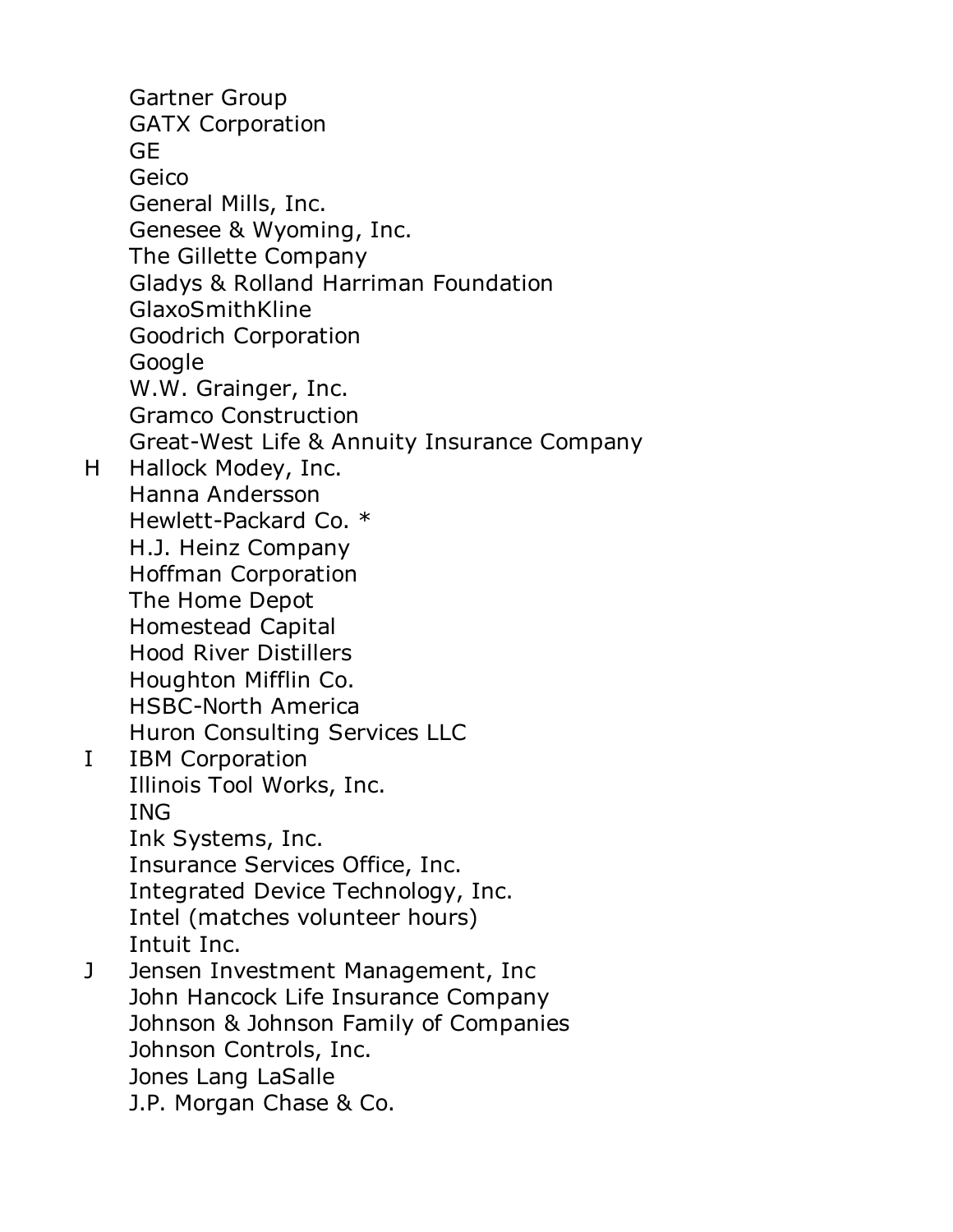Gartner Group
GATX Corporation
GE
Geico
General Mills, Inc.
Genesee & Wyoming, Inc.
The Gillette Company
Gladys & Rolland Harriman Foundation
GlaxoSmithKline
Goodrich Corporation
Google
W.W. Grainger, Inc.
Gramco Construction
Great-West Life & Annuity Insurance Company

H Hallock Modey, Inc.
Hanna Andersson
Hewlett-Packard Co. *
H.J. Heinz Company
Hoffman Corporation
The Home Depot
Homestead Capital
Hood River Distillers
Houghton Mifflin Co.
HSBC-North America
Huron Consulting Services LLC

I IBM Corporation
Illinois Tool Works, Inc.
ING
Ink Systems, Inc.
Insurance Services Office, Inc.
Integrated Device Technology, Inc.
Intel (matches volunteer hours)
Intuit Inc.

J Jensen Investment Management, Inc
John Hancock Life Insurance Company
Johnson & Johnson Family of Companies
Johnson Controls, Inc.
Jones Lang LaSalle
J.P. Morgan Chase & Co.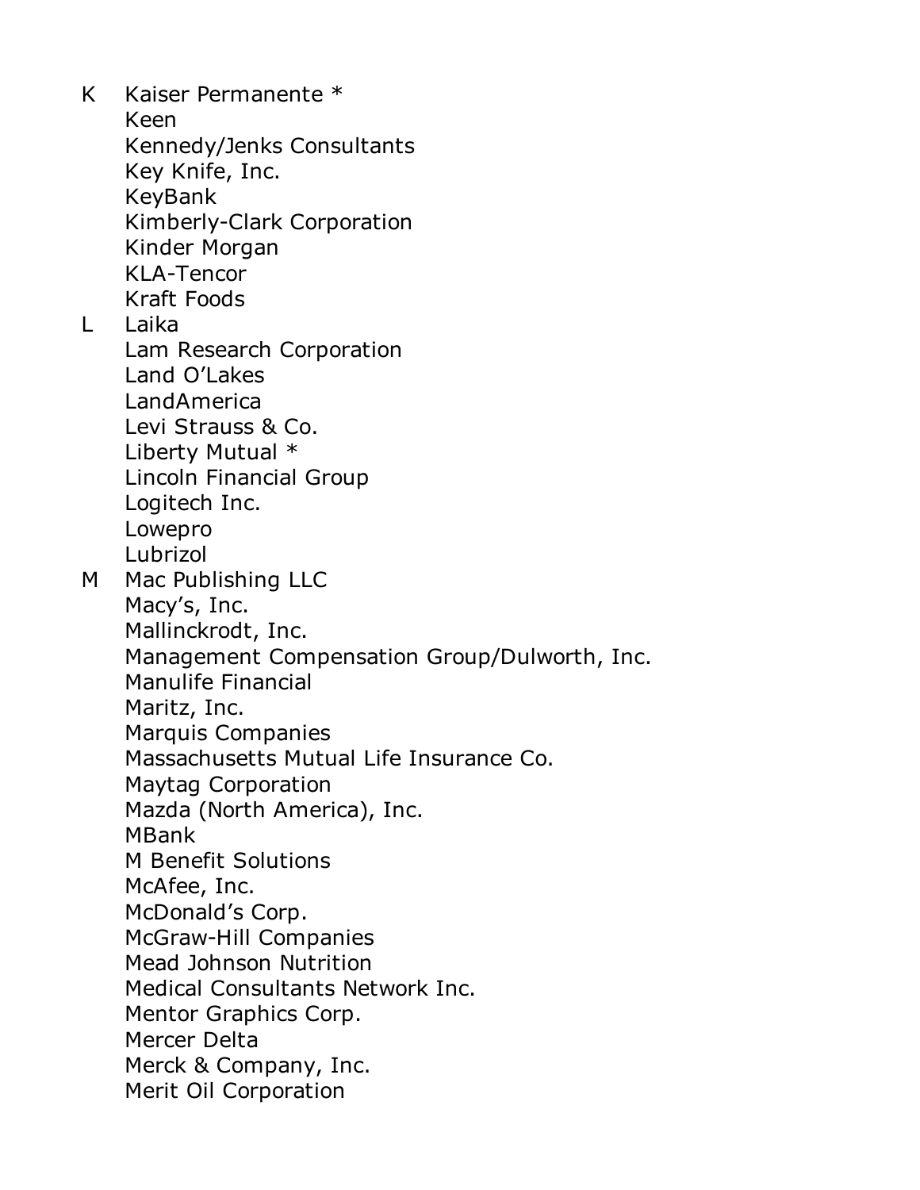K Kaiser Permanente *
Keen
Kennedy/Jenks Consultants
Key Knife, Inc.
KeyBank
Kimberly-Clark Corporation
Kinder Morgan
KLA-Tencor
Kraft Foods

L Laika
Lam Research Corporation
Land O'Lakes
LandAmerica
Levi Strauss & Co.
Liberty Mutual *
Lincoln Financial Group
Logitech Inc.
Lowepro
Lubrizol

M Mac Publishing LLC
Macy's, Inc.
Mallinckrodt, Inc.
Management Compensation Group/Dulworth, Inc.
Manulife Financial
Maritz, Inc.
Marquis Companies
Massachusetts Mutual Life Insurance Co.
Maytag Corporation
Mazda (North America), Inc.
MBank
M Benefit Solutions
McAfee, Inc.
McDonald's Corp.
McGraw-Hill Companies
Mead Johnson Nutrition
Medical Consultants Network Inc.
Mentor Graphics Corp.
Mercer Delta
Merck & Company, Inc.
Merit Oil Corporation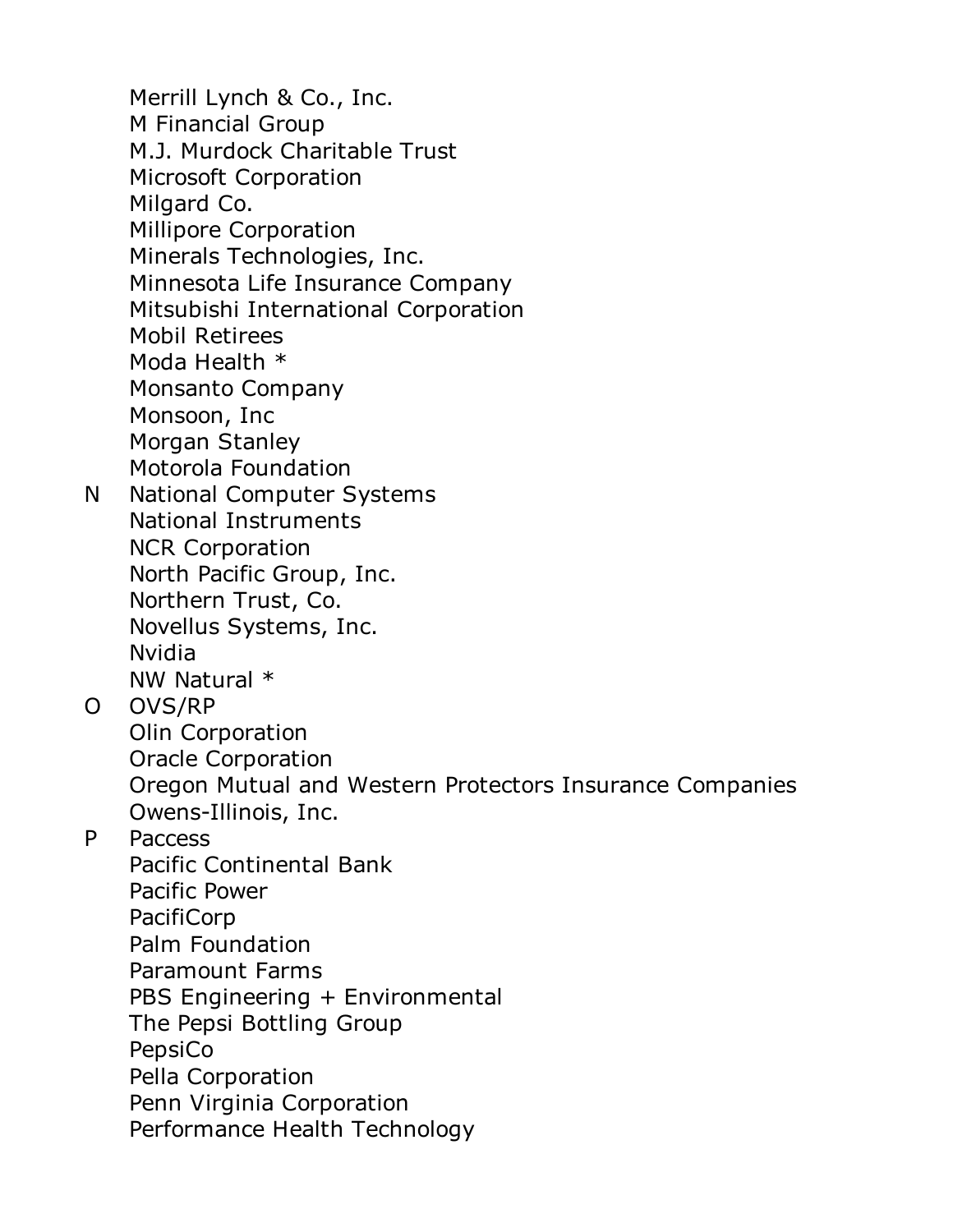Merrill Lynch & Co., Inc.
M Financial Group
M.J. Murdock Charitable Trust
Microsoft Corporation
Milgard Co.
Millipore Corporation
Minerals Technologies, Inc.
Minnesota Life Insurance Company
Mitsubishi International Corporation
Mobil Retirees
Moda Health *
Monsanto Company
Monsoon, Inc
Morgan Stanley
Motorola Foundation

N National Computer Systems
National Instruments
NCR Corporation
North Pacific Group, Inc.
Northern Trust, Co.
Novellus Systems, Inc.
Nvidia
NW Natural *

O OVS/RP
Olin Corporation
Oracle Corporation
Oregon Mutual and Western Protectors Insurance Companies
Owens-Illinois, Inc.

P Paccess
Pacific Continental Bank
Pacific Power
PacifiCorp
Palm Foundation
Paramount Farms
PBS Engineering + Environmental
The Pepsi Bottling Group
PepsiCo
Pella Corporation
Penn Virginia Corporation
Performance Health Technology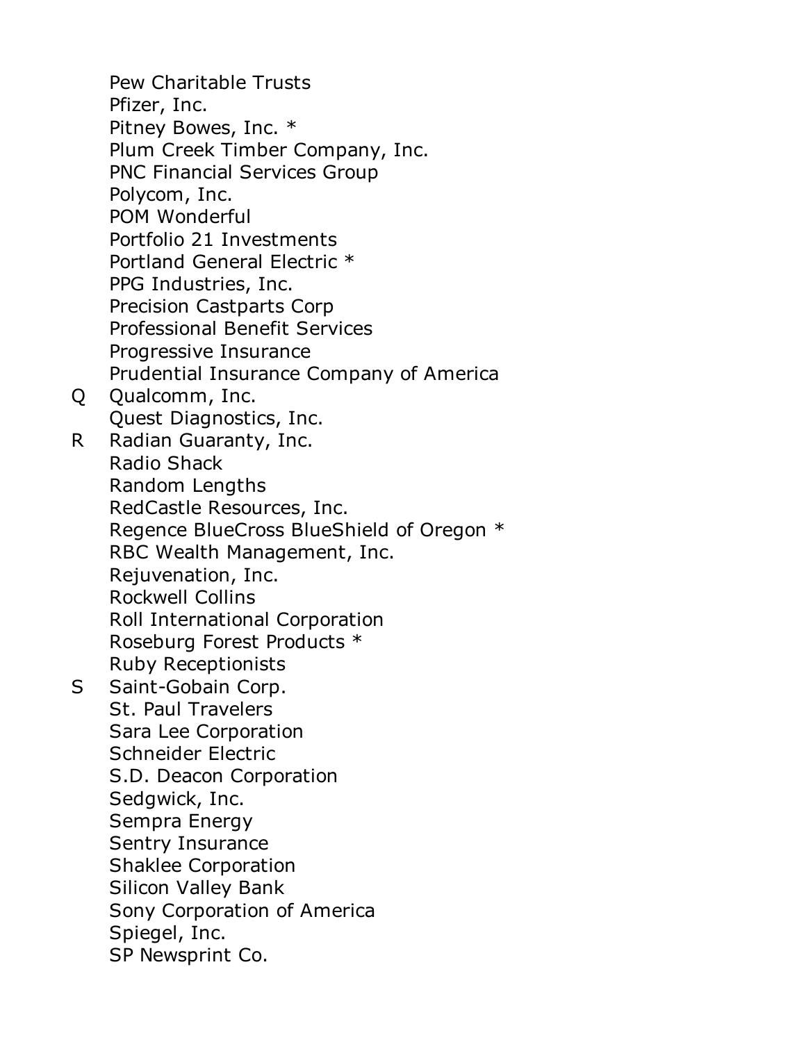Pew Charitable Trusts
Pfizer, Inc.
Pitney Bowes, Inc. *
Plum Creek Timber Company, Inc.
PNC Financial Services Group
Polycom, Inc.
POM Wonderful
Portfolio 21 Investments
Portland General Electric *
PPG Industries, Inc.
Precision Castparts Corp
Professional Benefit Services
Progressive Insurance
Prudential Insurance Company of America

Q Qualcomm, Inc.
Quest Diagnostics, Inc.

R Radian Guaranty, Inc.
Radio Shack
Random Lengths
RedCastle Resources, Inc.
Regence BlueCross BlueShield of Oregon *
RBC Wealth Management, Inc.
Rejuvenation, Inc.
Rockwell Collins
Roll International Corporation
Roseburg Forest Products *
Ruby Receptionists

S Saint-Gobain Corp.
St. Paul Travelers
Sara Lee Corporation
Schneider Electric
S.D. Deacon Corporation
Sedgwick, Inc.
Sempra Energy
Sentry Insurance
Shaklee Corporation
Silicon Valley Bank
Sony Corporation of America
Spiegel, Inc.
SP Newsprint Co.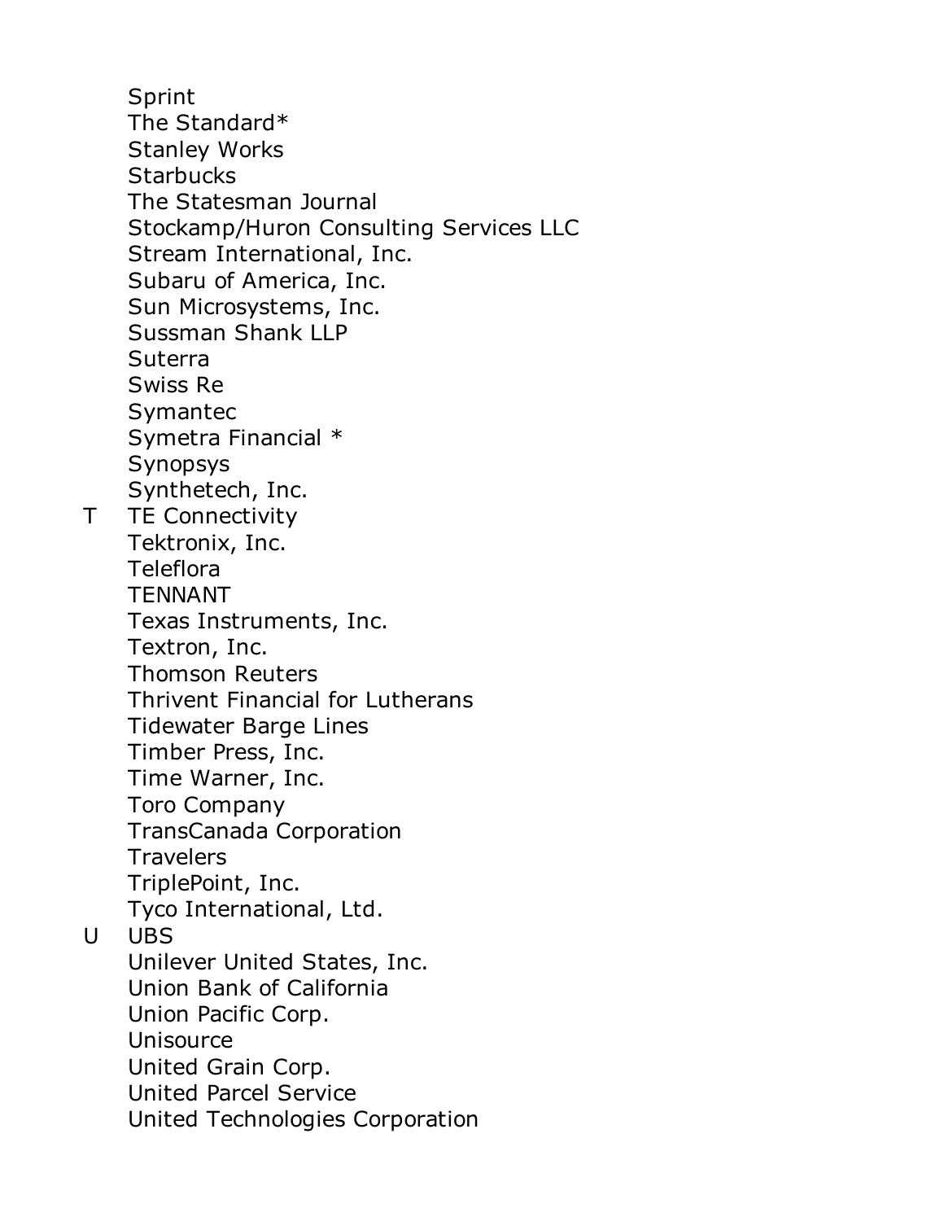Sprint
The Standard*
Stanley Works
Starbucks
The Statesman Journal
Stockamp/Huron Consulting Services LLC
Stream International, Inc.
Subaru of America, Inc.
Sun Microsystems, Inc.
Sussman Shank LLP
Suterra
Swiss Re
Symantec
Symetra Financial *
Synopsys
Synthetech, Inc.

T TE Connectivity
Tektronix, Inc.
Teleflora
TENNANT
Texas Instruments, Inc.
Textron, Inc.
Thomson Reuters
Thrivent Financial for Lutherans
Tidewater Barge Lines
Timber Press, Inc.
Time Warner, Inc.
Toro Company
TransCanada Corporation
Travelers
TriplePoint, Inc.
Tyco International, Ltd.

U UBS
Unilever United States, Inc.
Union Bank of California
Union Pacific Corp.
Unisource
United Grain Corp.
United Parcel Service
United Technologies Corporation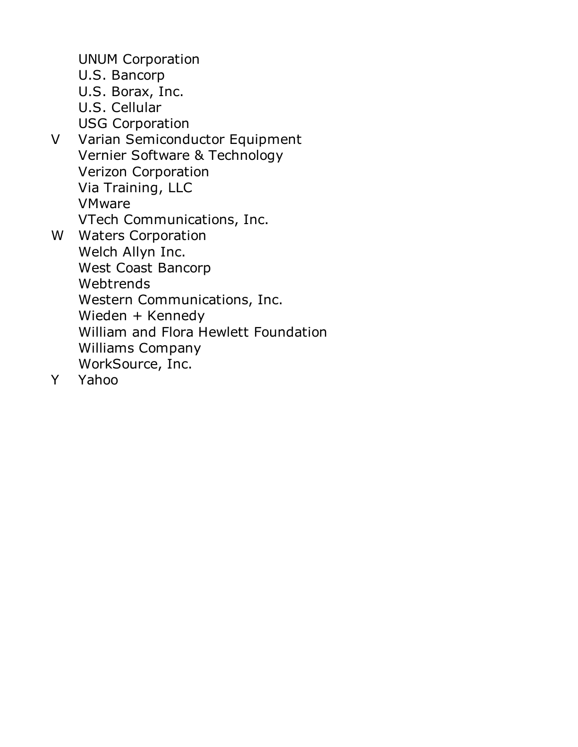UNUM Corporation
U.S. Bancorp
U.S. Borax, Inc.
U.S. Cellular
USG Corporation

V Varian Semiconductor Equipment
Vernier Software & Technology
Verizon Corporation
Via Training, LLC
VMware
VTech Communications, Inc.

W Waters Corporation
Welch Allyn Inc.
West Coast Bancorp
Webtrends
Western Communications, Inc.
Wieden + Kennedy
William and Flora Hewlett Foundation
Williams Company
WorkSource, Inc.

Y Yahoo